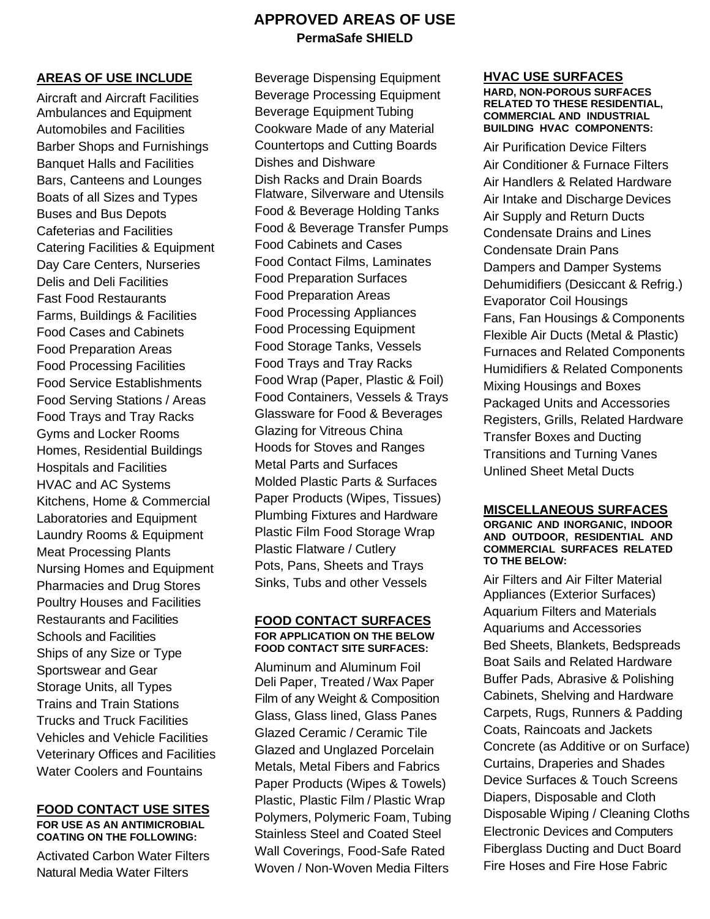# APPROVED AREAS OF USE

**PermaSafe SHIELD**

## AREAS OF USE INCLUDE

Aircraft and Aircraft Facilities
Ambulances and Equipment
Automobiles and Facilities
Barber Shops and Furnishings
Banquet Halls and Facilities
Bars, Canteens and Lounges
Boats of all Sizes and Types
Buses and Bus Depots
Cafeterias and Facilities
Catering Facilities & Equipment
Day Care Centers, Nurseries
Delis and Deli Facilities
Fast Food Restaurants
Farms, Buildings & Facilities
Food Cases and Cabinets
Food Preparation Areas
Food Processing Facilities
Food Service Establishments
Food Serving Stations / Areas
Food Trays and Tray Racks
Gyms and Locker Rooms
Homes, Residential Buildings
Hospitals and Facilities
HVAC and AC Systems
Kitchens, Home & Commercial
Laboratories and Equipment
Laundry Rooms & Equipment
Meat Processing Plants
Nursing Homes and Equipment
Pharmacies and Drug Stores
Poultry Houses and Facilities
Restaurants and Facilities
Schools and Facilities
Ships of any Size or Type
Sportswear and Gear
Storage Units, all Types
Trains and Train Stations
Trucks and Truck Facilities
Vehicles and Vehicle Facilities
Veterinary Offices and Facilities
Water Coolers and Fountains

## FOOD CONTACT USE SITES

**FOR USE AS AN ANTIMICROBIAL COATING ON THE FOLLOWING:**

Activated Carbon Water Filters
Natural Media Water Filters
Beverage Dispensing Equipment
Beverage Processing Equipment
Beverage Equipment Tubing
Cookware Made of any Material
Countertops and Cutting Boards
Dishes and Dishware
Dish Racks and Drain Boards
Flatware, Silverware and Utensils
Food & Beverage Holding Tanks
Food & Beverage Transfer Pumps
Food Cabinets and Cases
Food Contact Films, Laminates
Food Preparation Surfaces
Food Preparation Areas
Food Processing Appliances
Food Processing Equipment
Food Storage Tanks, Vessels
Food Trays and Tray Racks
Food Wrap (Paper, Plastic & Foil)
Food Containers, Vessels & Trays
Glassware for Food & Beverages
Glazing for Vitreous China
Hoods for Stoves and Ranges
Metal Parts and Surfaces
Molded Plastic Parts & Surfaces
Paper Products (Wipes, Tissues)
Plumbing Fixtures and Hardware
Plastic Film Food Storage Wrap
Plastic Flatware / Cutlery
Pots, Pans, Sheets and Trays
Sinks, Tubs and other Vessels

## FOOD CONTACT SURFACES

**FOR APPLICATION ON THE BELOW FOOD CONTACT SITE SURFACES:**

Aluminum and Aluminum Foil
Deli Paper, Treated / Wax Paper
Film of any Weight & Composition
Glass, Glass lined, Glass Panes
Glazed Ceramic / Ceramic Tile
Glazed and Unglazed Porcelain
Metals, Metal Fibers and Fabrics
Paper Products (Wipes & Towels)
Plastic, Plastic Film / Plastic Wrap
Polymers, Polymeric Foam, Tubing
Stainless Steel and Coated Steel
Wall Coverings, Food-Safe Rated
Woven / Non-Woven Media Filters

## HVAC USE SURFACES

**HARD, NON-POROUS SURFACES RELATED TO THESE RESIDENTIAL, COMMERCIAL AND INDUSTRIAL BUILDING HVAC COMPONENTS:**

Air Purification Device Filters
Air Conditioner & Furnace Filters
Air Handlers & Related Hardware
Air Intake and Discharge Devices
Air Supply and Return Ducts
Condensate Drains and Lines
Condensate Drain Pans
Dampers and Damper Systems
Dehumidifiers (Desiccant & Refrig.)
Evaporator Coil Housings
Fans, Fan Housings & Components
Flexible Air Ducts (Metal & Plastic)
Furnaces and Related Components
Humidifiers & Related Components
Mixing Housings and Boxes
Packaged Units and Accessories
Registers, Grills, Related Hardware
Transfer Boxes and Ducting
Transitions and Turning Vanes
Unlined Sheet Metal Ducts

## MISCELLANEOUS SURFACES

**ORGANIC AND INORGANIC, INDOOR AND OUTDOOR, RESIDENTIAL AND COMMERCIAL SURFACES RELATED TO THE BELOW:**

Air Filters and Air Filter Material
Appliances (Exterior Surfaces)
Aquarium Filters and Materials
Aquariums and Accessories
Bed Sheets, Blankets, Bedspreads
Boat Sails and Related Hardware
Buffer Pads, Abrasive & Polishing
Cabinets, Shelving and Hardware
Carpets, Rugs, Runners & Padding
Coats, Raincoats and Jackets
Concrete (as Additive or on Surface)
Curtains, Draperies and Shades
Device Surfaces & Touch Screens
Diapers, Disposable and Cloth
Disposable Wiping / Cleaning Cloths
Electronic Devices and Computers
Fiberglass Ducting and Duct Board
Fire Hoses and Fire Hose Fabric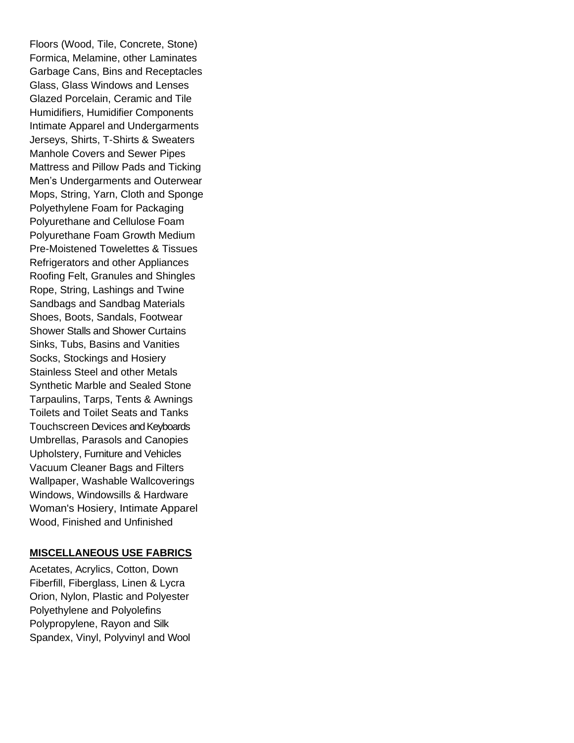Floors (Wood, Tile, Concrete, Stone)
Formica, Melamine, other Laminates
Garbage Cans, Bins and Receptacles
Glass, Glass Windows and Lenses
Glazed Porcelain, Ceramic and Tile
Humidifiers, Humidifier Components
Intimate Apparel and Undergarments
Jerseys, Shirts, T-Shirts & Sweaters
Manhole Covers and Sewer Pipes
Mattress and Pillow Pads and Ticking
Men's Undergarments and Outerwear
Mops, String, Yarn, Cloth and Sponge
Polyethylene Foam for Packaging
Polyurethane and Cellulose Foam
Polyurethane Foam Growth Medium
Pre-Moistened Towelettes & Tissues
Refrigerators and other Appliances
Roofing Felt, Granules and Shingles
Rope, String, Lashings and Twine
Sandbags and Sandbag Materials
Shoes, Boots, Sandals, Footwear
Shower Stalls and Shower Curtains
Sinks, Tubs, Basins and Vanities
Socks, Stockings and Hosiery
Stainless Steel and other Metals
Synthetic Marble and Sealed Stone
Tarpaulins, Tarps, Tents & Awnings
Toilets and Toilet Seats and Tanks
Touchscreen Devices and Keyboards
Umbrellas, Parasols and Canopies
Upholstery, Furniture and Vehicles
Vacuum Cleaner Bags and Filters
Wallpaper, Washable Wallcoverings
Windows, Windowsills & Hardware
Woman's Hosiery, Intimate Apparel
Wood, Finished and Unfinished

**MISCELLANEOUS USE FABRICS**

Acetates, Acrylics, Cotton, Down
Fiberfill, Fiberglass, Linen & Lycra
Orion, Nylon, Plastic and Polyester
Polyethylene and Polyolefins
Polypropylene, Rayon and Silk
Spandex, Vinyl, Polyvinyl and Wool